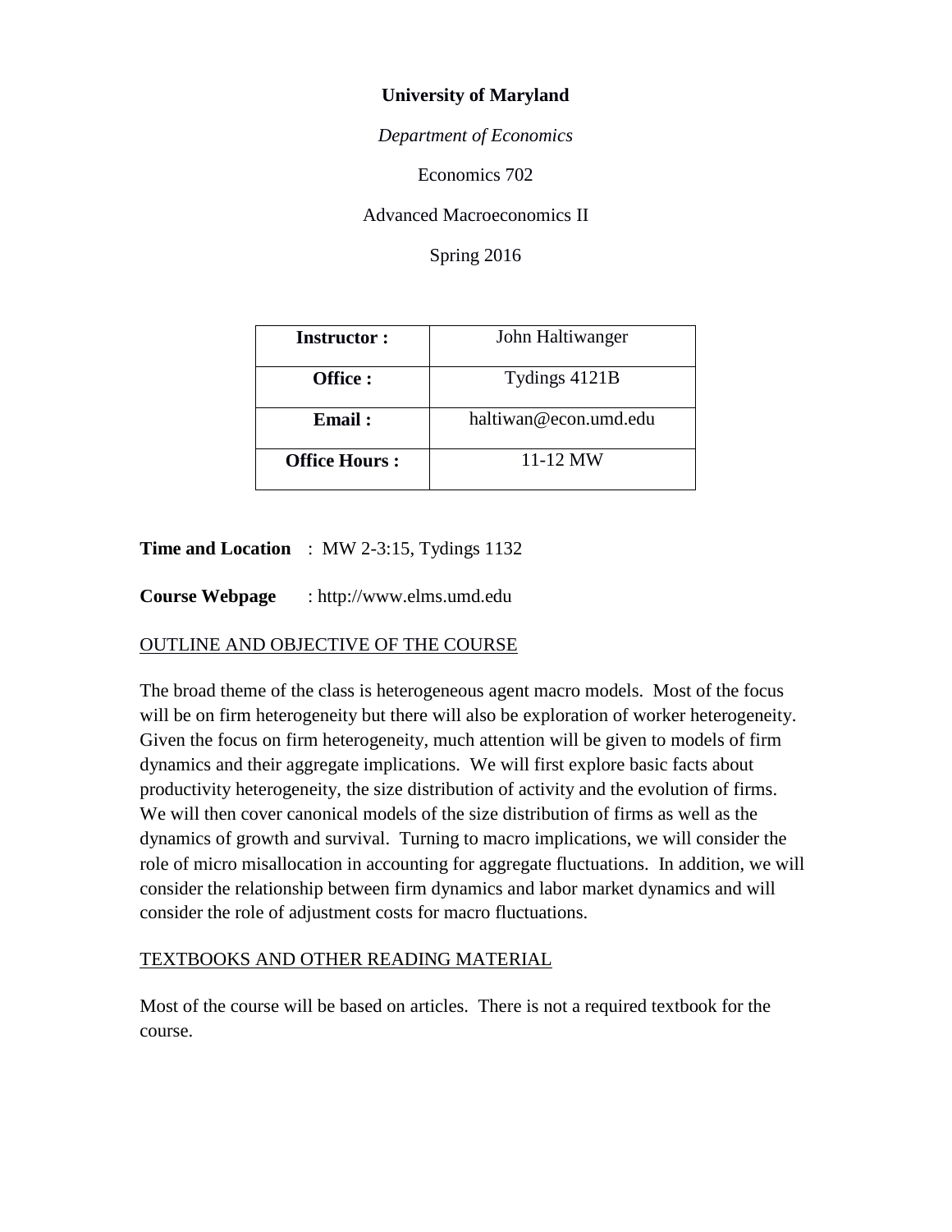**University of Maryland**

*Department of Economics*

Economics 702

Advanced Macroeconomics II

Spring 2016

| **Instructor :** | John Haltiwanger |
|---|---|
| **Office :** | Tydings 4121B |
| **Email :** | haltiwan@econ.umd.edu |
| **Office Hours :** | 11-12 MW |

**Time and Location** : MW 2-3:15, Tydings 1132

**Course Webpage** : http://www.elms.umd.edu

## OUTLINE AND OBJECTIVE OF THE COURSE

The broad theme of the class is heterogeneous agent macro models. Most of the focus will be on firm heterogeneity but there will also be exploration of worker heterogeneity. Given the focus on firm heterogeneity, much attention will be given to models of firm dynamics and their aggregate implications. We will first explore basic facts about productivity heterogeneity, the size distribution of activity and the evolution of firms. We will then cover canonical models of the size distribution of firms as well as the dynamics of growth and survival. Turning to macro implications, we will consider the role of micro misallocation in accounting for aggregate fluctuations. In addition, we will consider the relationship between firm dynamics and labor market dynamics and will consider the role of adjustment costs for macro fluctuations.

## TEXTBOOKS AND OTHER READING MATERIAL

Most of the course will be based on articles. There is not a required textbook for the course.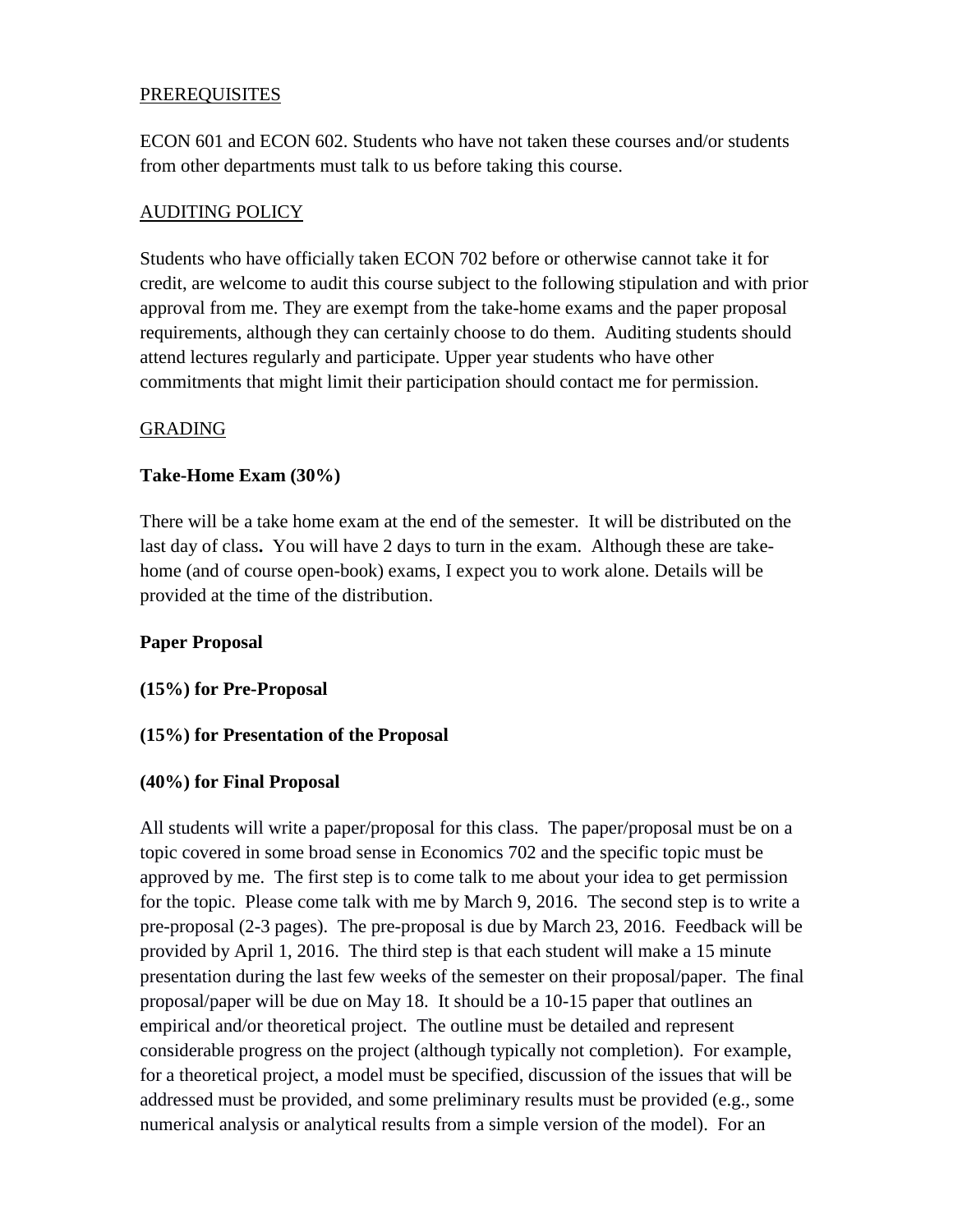PREREQUISITES

ECON 601 and ECON 602. Students who have not taken these courses and/or students from other departments must talk to us before taking this course.

AUDITING POLICY

Students who have officially taken ECON 702 before or otherwise cannot take it for credit, are welcome to audit this course subject to the following stipulation and with prior approval from me. They are exempt from the take-home exams and the paper proposal requirements, although they can certainly choose to do them. Auditing students should attend lectures regularly and participate. Upper year students who have other commitments that might limit their participation should contact me for permission.

GRADING

**Take-Home Exam (30%)**

There will be a take home exam at the end of the semester. It will be distributed on the last day of class**.** You will have 2 days to turn in the exam. Although these are take-home (and of course open-book) exams, I expect you to work alone. Details will be provided at the time of the distribution.

**Paper Proposal**

**(15%) for Pre-Proposal**

**(15%) for Presentation of the Proposal**

**(40%) for Final Proposal**

All students will write a paper/proposal for this class. The paper/proposal must be on a topic covered in some broad sense in Economics 702 and the specific topic must be approved by me. The first step is to come talk to me about your idea to get permission for the topic. Please come talk with me by March 9, 2016. The second step is to write a pre-proposal (2-3 pages). The pre-proposal is due by March 23, 2016. Feedback will be provided by April 1, 2016. The third step is that each student will make a 15 minute presentation during the last few weeks of the semester on their proposal/paper. The final proposal/paper will be due on May 18. It should be a 10-15 paper that outlines an empirical and/or theoretical project. The outline must be detailed and represent considerable progress on the project (although typically not completion). For example, for a theoretical project, a model must be specified, discussion of the issues that will be addressed must be provided, and some preliminary results must be provided (e.g., some numerical analysis or analytical results from a simple version of the model). For an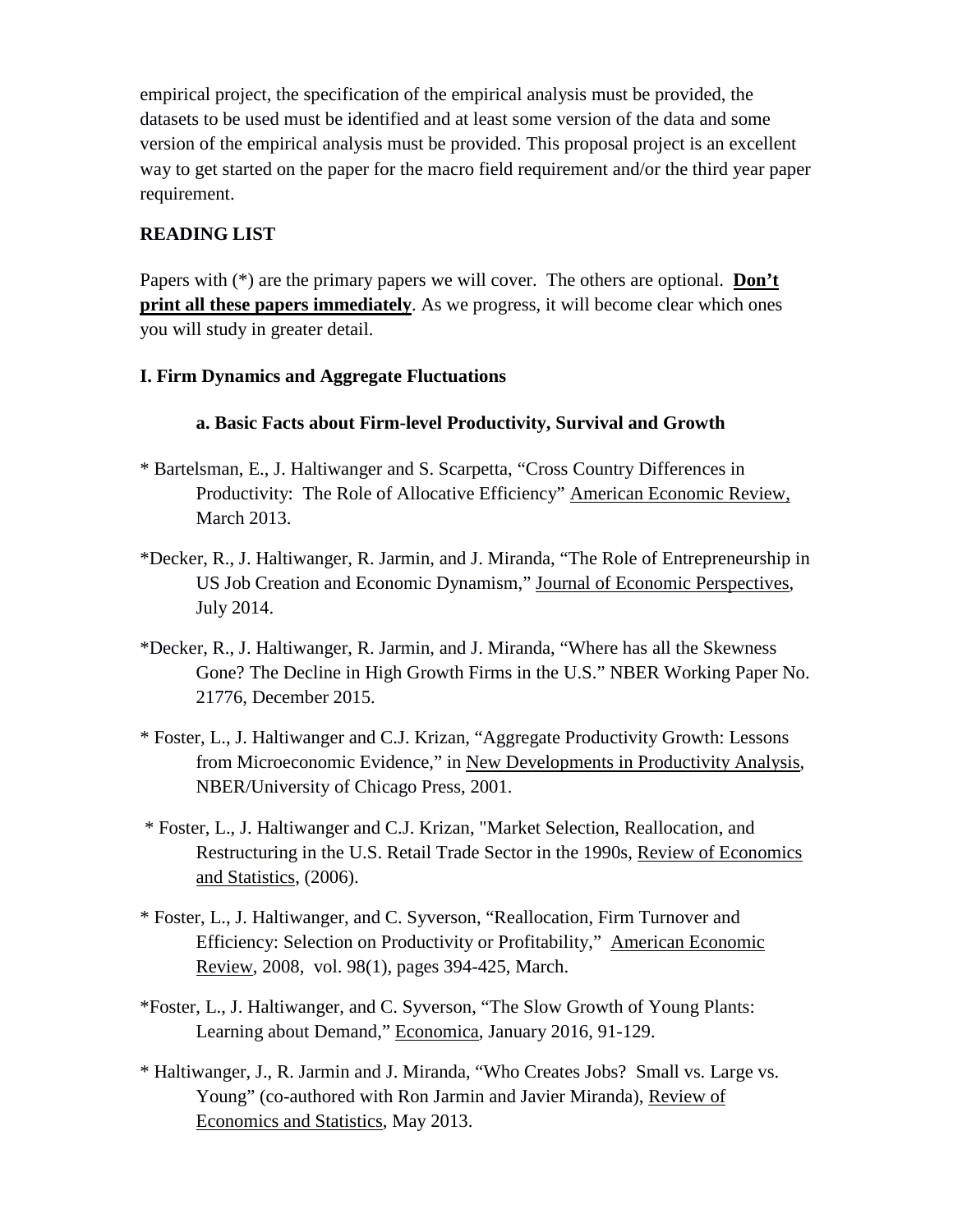empirical project, the specification of the empirical analysis must be provided, the datasets to be used must be identified and at least some version of the data and some version of the empirical analysis must be provided. This proposal project is an excellent way to get started on the paper for the macro field requirement and/or the third year paper requirement.

## READING LIST

Papers with (*) are the primary papers we will cover. The others are optional. **<u>Don't print all these papers immediately</u>**. As we progress, it will become clear which ones you will study in greater detail.

### I. Firm Dynamics and Aggregate Fluctuations

#### a. Basic Facts about Firm-level Productivity, Survival and Growth

* Bartelsman, E., J. Haltiwanger and S. Scarpetta, "Cross Country Differences in Productivity: The Role of Allocative Efficiency" <u>American Economic Review,</u> March 2013.

*Decker, R., J. Haltiwanger, R. Jarmin, and J. Miranda, "The Role of Entrepreneurship in US Job Creation and Economic Dynamism," <u>Journal of Economic Perspectives</u>, July 2014.

*Decker, R., J. Haltiwanger, R. Jarmin, and J. Miranda, "Where has all the Skewness Gone? The Decline in High Growth Firms in the U.S." NBER Working Paper No. 21776, December 2015.

* Foster, L., J. Haltiwanger and C.J. Krizan, "Aggregate Productivity Growth: Lessons from Microeconomic Evidence," in <u>New Developments in Productivity Analysis</u>, NBER/University of Chicago Press, 2001.

* Foster, L., J. Haltiwanger and C.J. Krizan, "Market Selection, Reallocation, and Restructuring in the U.S. Retail Trade Sector in the 1990s, <u>Review of Economics and Statistics</u>, (2006).

* Foster, L., J. Haltiwanger, and C. Syverson, "Reallocation, Firm Turnover and Efficiency: Selection on Productivity or Profitability," <u>American Economic Review</u>, 2008, vol. 98(1), pages 394-425, March.

*Foster, L., J. Haltiwanger, and C. Syverson, "The Slow Growth of Young Plants: Learning about Demand," <u>Economica</u>, January 2016, 91-129.

* Haltiwanger, J., R. Jarmin and J. Miranda, "Who Creates Jobs? Small vs. Large vs. Young" (co-authored with Ron Jarmin and Javier Miranda), <u>Review of Economics and Statistics</u>, May 2013.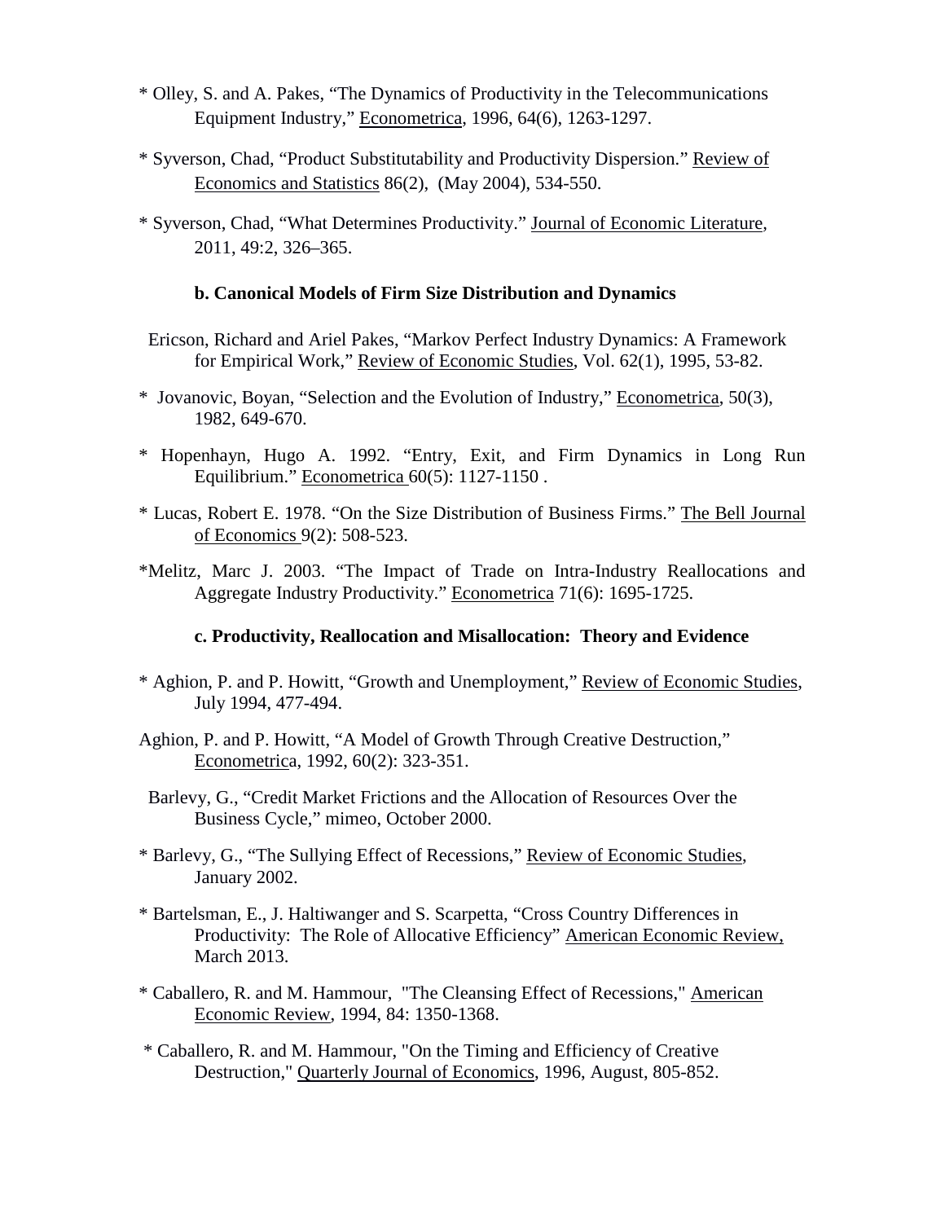* Olley, S. and A. Pakes, “The Dynamics of Productivity in the Telecommunications Equipment Industry,” Econometrica, 1996, 64(6), 1263-1297.

* Syverson, Chad, “Product Substitutability and Productivity Dispersion.” Review of Economics and Statistics 86(2), (May 2004), 534-550.

* Syverson, Chad, “What Determines Productivity.” Journal of Economic Literature, 2011, 49:2, 326–365.

**b. Canonical Models of Firm Size Distribution and Dynamics**

Ericson, Richard and Ariel Pakes, “Markov Perfect Industry Dynamics: A Framework for Empirical Work,” Review of Economic Studies, Vol. 62(1), 1995, 53-82.

* Jovanovic, Boyan, “Selection and the Evolution of Industry,” Econometrica, 50(3), 1982, 649-670.

* Hopenhayn, Hugo A. 1992. “Entry, Exit, and Firm Dynamics in Long Run Equilibrium.” Econometrica 60(5): 1127-1150 .

* Lucas, Robert E. 1978. “On the Size Distribution of Business Firms.” The Bell Journal of Economics 9(2): 508-523.

*Melitz, Marc J. 2003. “The Impact of Trade on Intra-Industry Reallocations and Aggregate Industry Productivity.” Econometrica 71(6): 1695-1725.

**c. Productivity, Reallocation and Misallocation: Theory and Evidence**

* Aghion, P. and P. Howitt, “Growth and Unemployment,” Review of Economic Studies, July 1994, 477-494.

Aghion, P. and P. Howitt, “A Model of Growth Through Creative Destruction,” Econometrica, 1992, 60(2): 323-351.

Barlevy, G., “Credit Market Frictions and the Allocation of Resources Over the Business Cycle,” mimeo, October 2000.

* Barlevy, G., “The Sullying Effect of Recessions,” Review of Economic Studies, January 2002.

* Bartelsman, E., J. Haltiwanger and S. Scarpetta, “Cross Country Differences in Productivity: The Role of Allocative Efficiency” American Economic Review, March 2013.

* Caballero, R. and M. Hammour, "The Cleansing Effect of Recessions," American Economic Review, 1994, 84: 1350-1368.

* Caballero, R. and M. Hammour, "On the Timing and Efficiency of Creative Destruction," Quarterly Journal of Economics, 1996, August, 805-852.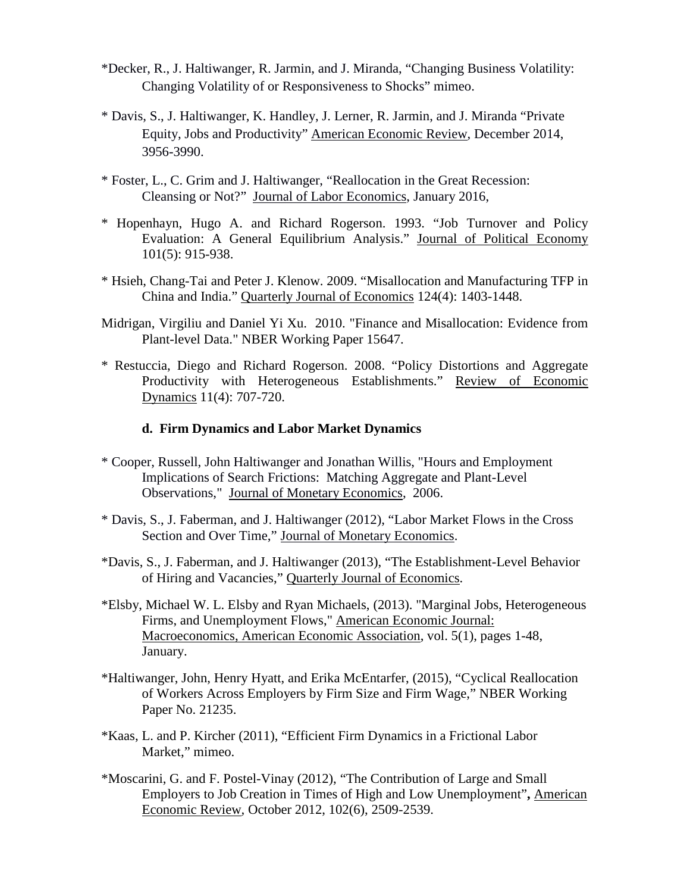*Decker, R., J. Haltiwanger, R. Jarmin, and J. Miranda, "Changing Business Volatility: Changing Volatility of or Responsiveness to Shocks" mimeo.

* Davis, S., J. Haltiwanger, K. Handley, J. Lerner, R. Jarmin, and J. Miranda "Private Equity, Jobs and Productivity" American Economic Review, December 2014, 3956-3990.

* Foster, L., C. Grim and J. Haltiwanger, "Reallocation in the Great Recession: Cleansing or Not?" Journal of Labor Economics, January 2016,

* Hopenhayn, Hugo A. and Richard Rogerson. 1993. "Job Turnover and Policy Evaluation: A General Equilibrium Analysis." Journal of Political Economy 101(5): 915-938.

* Hsieh, Chang-Tai and Peter J. Klenow. 2009. "Misallocation and Manufacturing TFP in China and India." Quarterly Journal of Economics 124(4): 1403-1448.

Midrigan, Virgiliu and Daniel Yi Xu. 2010. "Finance and Misallocation: Evidence from Plant-level Data." NBER Working Paper 15647.

* Restuccia, Diego and Richard Rogerson. 2008. "Policy Distortions and Aggregate Productivity with Heterogeneous Establishments." Review of Economic Dynamics 11(4): 707-720.

### d. Firm Dynamics and Labor Market Dynamics

* Cooper, Russell, John Haltiwanger and Jonathan Willis, "Hours and Employment Implications of Search Frictions: Matching Aggregate and Plant-Level Observations," Journal of Monetary Economics, 2006.

* Davis, S., J. Faberman, and J. Haltiwanger (2012), "Labor Market Flows in the Cross Section and Over Time," Journal of Monetary Economics.

*Davis, S., J. Faberman, and J. Haltiwanger (2013), "The Establishment-Level Behavior of Hiring and Vacancies," Quarterly Journal of Economics.

*Elsby, Michael W. L. Elsby and Ryan Michaels, (2013). "Marginal Jobs, Heterogeneous Firms, and Unemployment Flows," American Economic Journal: Macroeconomics, American Economic Association, vol. 5(1), pages 1-48, January.

*Haltiwanger, John, Henry Hyatt, and Erika McEntarfer, (2015), "Cyclical Reallocation of Workers Across Employers by Firm Size and Firm Wage," NBER Working Paper No. 21235.

*Kaas, L. and P. Kircher (2011), "Efficient Firm Dynamics in a Frictional Labor Market," mimeo.

*Moscarini, G. and F. Postel-Vinay (2012), "The Contribution of Large and Small Employers to Job Creation in Times of High and Low Unemployment", American Economic Review, October 2012, 102(6), 2509-2539.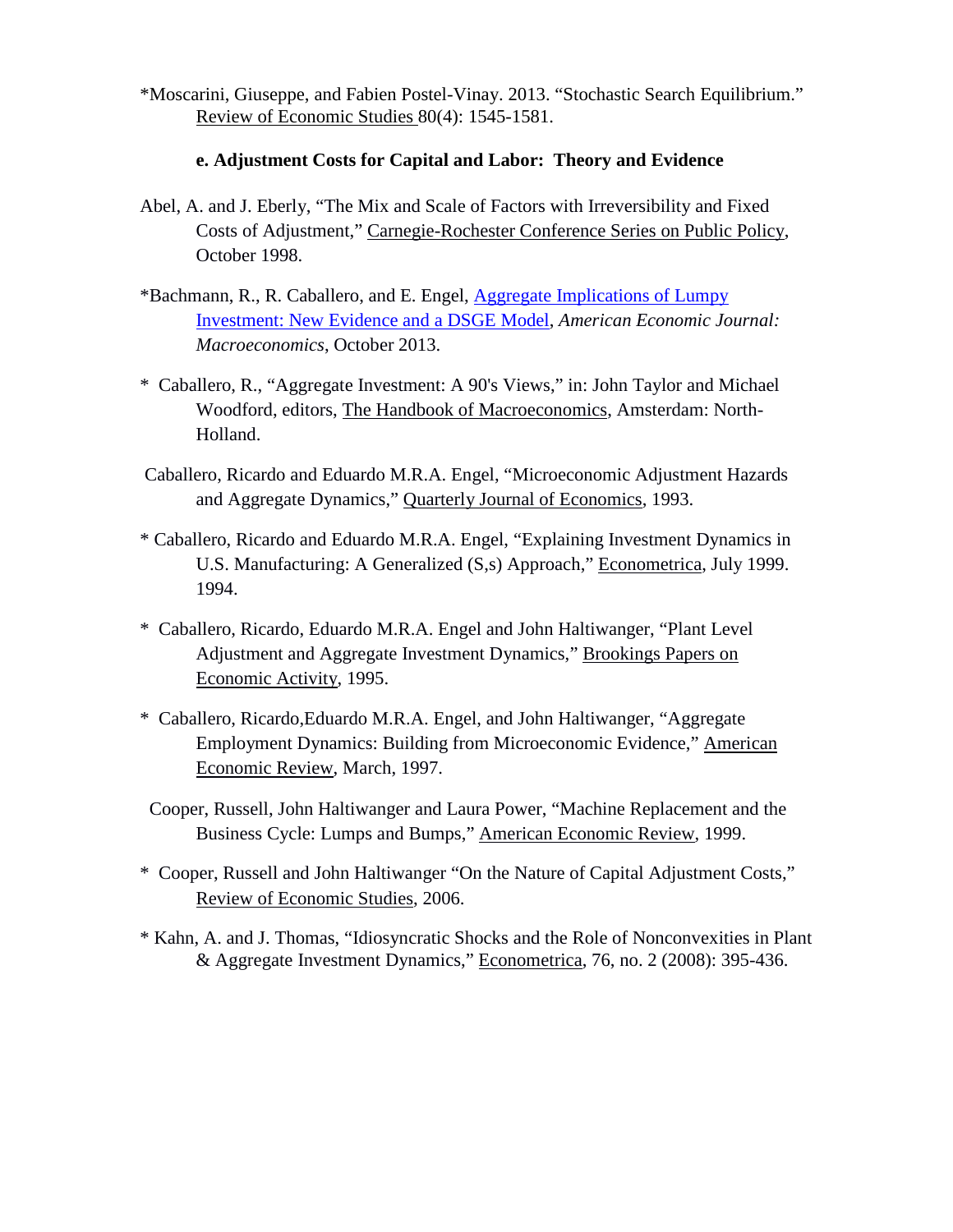*Moscarini, Giuseppe, and Fabien Postel-Vinay. 2013. "Stochastic Search Equilibrium." Review of Economic Studies 80(4): 1545-1581.

**e. Adjustment Costs for Capital and Labor: Theory and Evidence**

Abel, A. and J. Eberly, "The Mix and Scale of Factors with Irreversibility and Fixed Costs of Adjustment," Carnegie-Rochester Conference Series on Public Policy, October 1998.

*Bachmann, R., R. Caballero, and E. Engel, Aggregate Implications of Lumpy Investment: New Evidence and a DSGE Model, *American Economic Journal: Macroeconomics*, October 2013.

* Caballero, R., "Aggregate Investment: A 90's Views," in: John Taylor and Michael Woodford, editors, The Handbook of Macroeconomics, Amsterdam: North-Holland.

Caballero, Ricardo and Eduardo M.R.A. Engel, "Microeconomic Adjustment Hazards and Aggregate Dynamics," Quarterly Journal of Economics, 1993.

* Caballero, Ricardo and Eduardo M.R.A. Engel, "Explaining Investment Dynamics in U.S. Manufacturing: A Generalized (S,s) Approach," Econometrica, July 1999. 1994.

* Caballero, Ricardo, Eduardo M.R.A. Engel and John Haltiwanger, "Plant Level Adjustment and Aggregate Investment Dynamics," Brookings Papers on Economic Activity, 1995.

* Caballero, Ricardo,Eduardo M.R.A. Engel, and John Haltiwanger, "Aggregate Employment Dynamics: Building from Microeconomic Evidence," American Economic Review, March, 1997.

Cooper, Russell, John Haltiwanger and Laura Power, "Machine Replacement and the Business Cycle: Lumps and Bumps," American Economic Review, 1999.

* Cooper, Russell and John Haltiwanger "On the Nature of Capital Adjustment Costs," Review of Economic Studies, 2006.

* Kahn, A. and J. Thomas, "Idiosyncratic Shocks and the Role of Nonconvexities in Plant & Aggregate Investment Dynamics," Econometrica, 76, no. 2 (2008): 395-436.